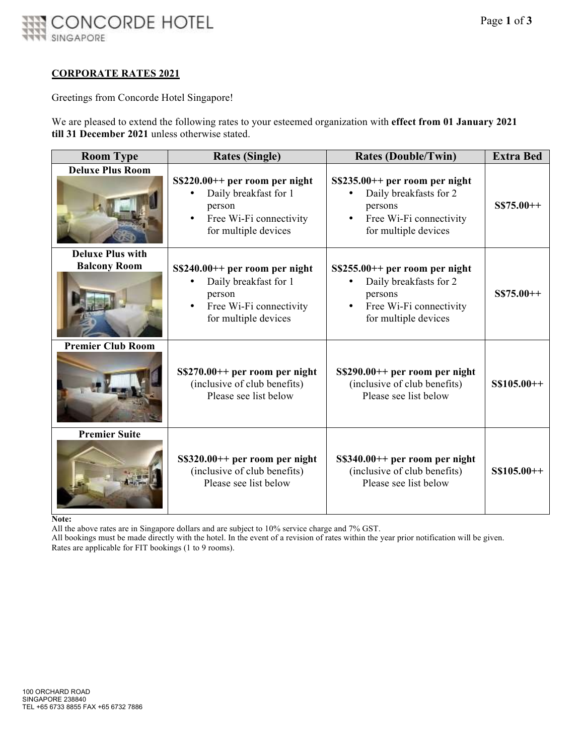**CORPORATE RATES 2021**

Greetings from Concorde Hotel Singapore!

We are pleased to extend the following rates to your esteemed organization with **effect from 01 January 2021 till 31 December 2021** unless otherwise stated.

| Room Type | Rates (Single) | Rates (Double/Twin) | Extra Bed |
|---|---|---|---|
| **Deluxe Plus Room** | **S$220.00++ per room per night**<br>• Daily breakfast for 1 person<br>• Free Wi-Fi connectivity for multiple devices | **S$235.00++ per room per night**<br>• Daily breakfasts for 2 persons<br>• Free Wi-Fi connectivity for multiple devices | **S$75.00++** |
| **Deluxe Plus with Balcony Room** | **S$240.00++ per room per night**<br>• Daily breakfast for 1 person<br>• Free Wi-Fi connectivity for multiple devices | **S$255.00++ per room per night**<br>• Daily breakfasts for 2 persons<br>• Free Wi-Fi connectivity for multiple devices | **S$75.00++** |
| **Premier Club Room** | **S$270.00++ per room per night**<br>(inclusive of club benefits)<br>Please see list below | **S$290.00++ per room per night**<br>(inclusive of club benefits)<br>Please see list below | **S$105.00++** |
| **Premier Suite** | **S$320.00++ per room per night**<br>(inclusive of club benefits)<br>Please see list below | **S$340.00++ per room per night**<br>(inclusive of club benefits)<br>Please see list below | **S$105.00++** |

**Note:**

All the above rates are in Singapore dollars and are subject to 10% service charge and 7% GST.

All bookings must be made directly with the hotel. In the event of a revision of rates within the year prior notification will be given.

Rates are applicable for FIT bookings (1 to 9 rooms).

100 ORCHARD ROAD
SINGAPORE 238840
TEL +65 6733 8855 FAX +65 6732 7886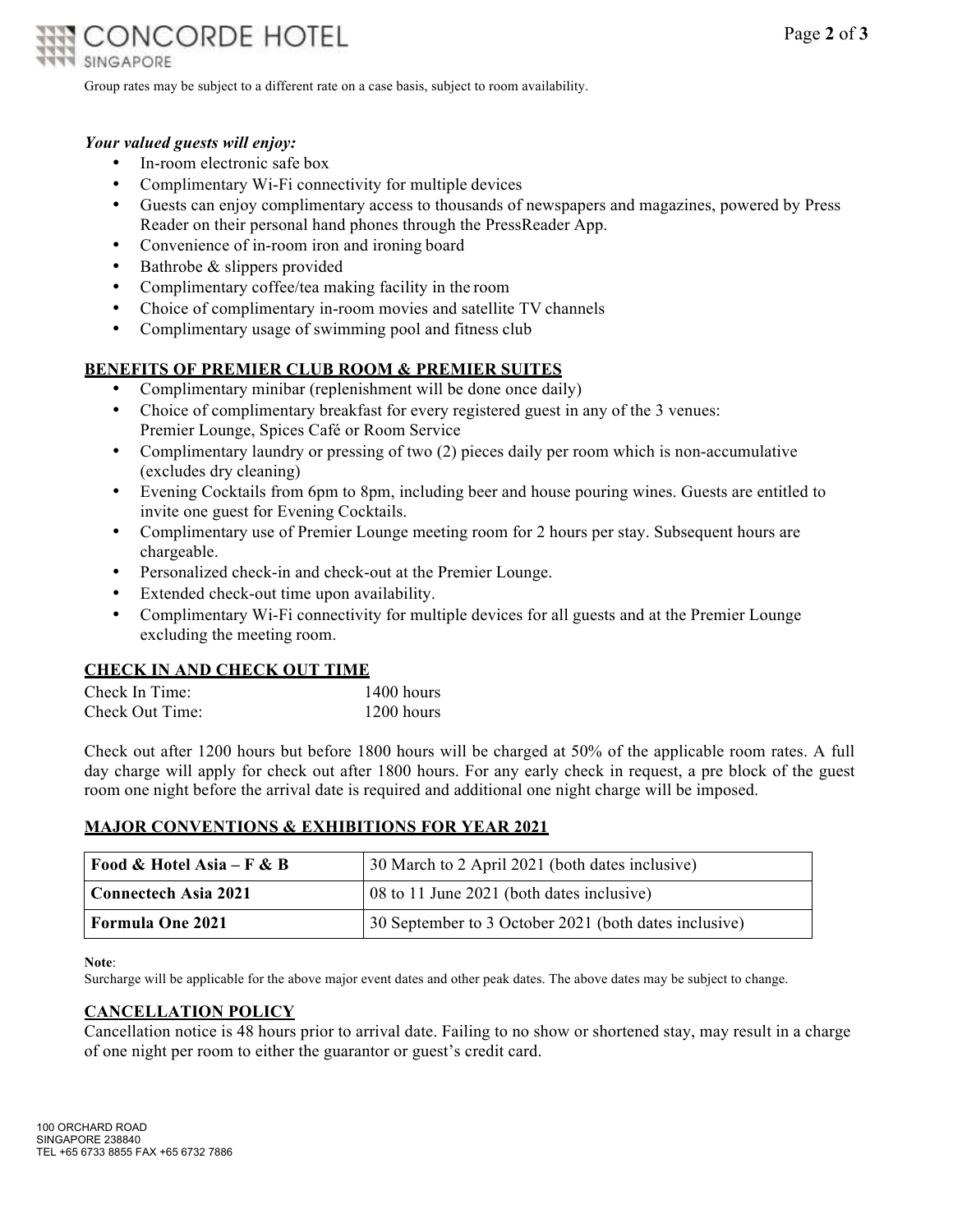Group rates may be subject to a different rate on a case basis, subject to room availability.

***Your valued guests will enjoy:***

- In-room electronic safe box
- Complimentary Wi-Fi connectivity for multiple devices
- Guests can enjoy complimentary access to thousands of newspapers and magazines, powered by Press Reader on their personal hand phones through the PressReader App.
- Convenience of in-room iron and ironing board
- Bathrobe & slippers provided
- Complimentary coffee/tea making facility in the room
- Choice of complimentary in-room movies and satellite TV channels
- Complimentary usage of swimming pool and fitness club

## BENEFITS OF PREMIER CLUB ROOM & PREMIER SUITES

- Complimentary minibar (replenishment will be done once daily)
- Choice of complimentary breakfast for every registered guest in any of the 3 venues: Premier Lounge, Spices Café or Room Service
- Complimentary laundry or pressing of two (2) pieces daily per room which is non-accumulative (excludes dry cleaning)
- Evening Cocktails from 6pm to 8pm, including beer and house pouring wines. Guests are entitled to invite one guest for Evening Cocktails.
- Complimentary use of Premier Lounge meeting room for 2 hours per stay. Subsequent hours are chargeable.
- Personalized check-in and check-out at the Premier Lounge.
- Extended check-out time upon availability.
- Complimentary Wi-Fi connectivity for multiple devices for all guests and at the Premier Lounge excluding the meeting room.

## CHECK IN AND CHECK OUT TIME

| | |
|---|---|
| Check In Time: | 1400 hours |
| Check Out Time: | 1200 hours |

Check out after 1200 hours but before 1800 hours will be charged at 50% of the applicable room rates. A full day charge will apply for check out after 1800 hours. For any early check in request, a pre block of the guest room one night before the arrival date is required and additional one night charge will be imposed.

## MAJOR CONVENTIONS & EXHIBITIONS FOR YEAR 2021

| | |
|---|---|
| **Food & Hotel Asia – F & B** | 30 March to 2 April 2021 (both dates inclusive) |
| **Connectech Asia 2021** | 08 to 11 June 2021 (both dates inclusive) |
| **Formula One 2021** | 30 September to 3 October 2021 (both dates inclusive) |

**Note**:
Surcharge will be applicable for the above major event dates and other peak dates. The above dates may be subject to change.

## CANCELLATION POLICY

Cancellation notice is 48 hours prior to arrival date. Failing to no show or shortened stay, may result in a charge of one night per room to either the guarantor or guest's credit card.

100 ORCHARD ROAD
SINGAPORE 238840
TEL +65 6733 8855 FAX +65 6732 7886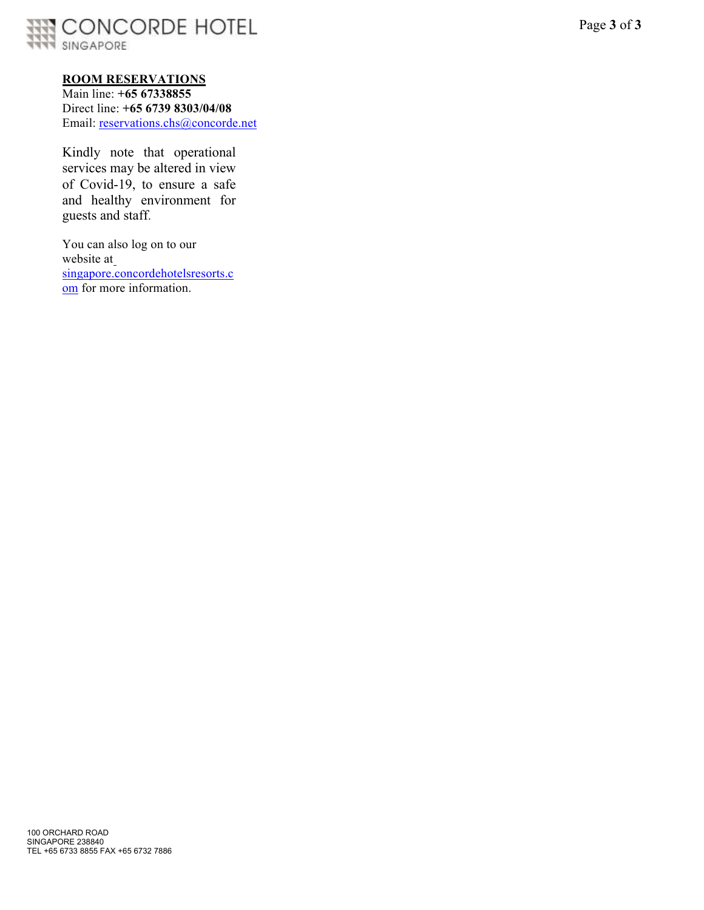**ROOM RESERVATIONS**
Main line: **+65 67338855**
Direct line: **+65 6739 8303/04/08**
Email: reservations.chs@concorde.net

Kindly note that operational services may be altered in view of Covid-19, to ensure a safe and healthy environment for guests and staff.

You can also log on to our website at singapore.concordehotelsresorts.com for more information.

100 ORCHARD ROAD
SINGAPORE 238840
TEL +65 6733 8855 FAX +65 6732 7886